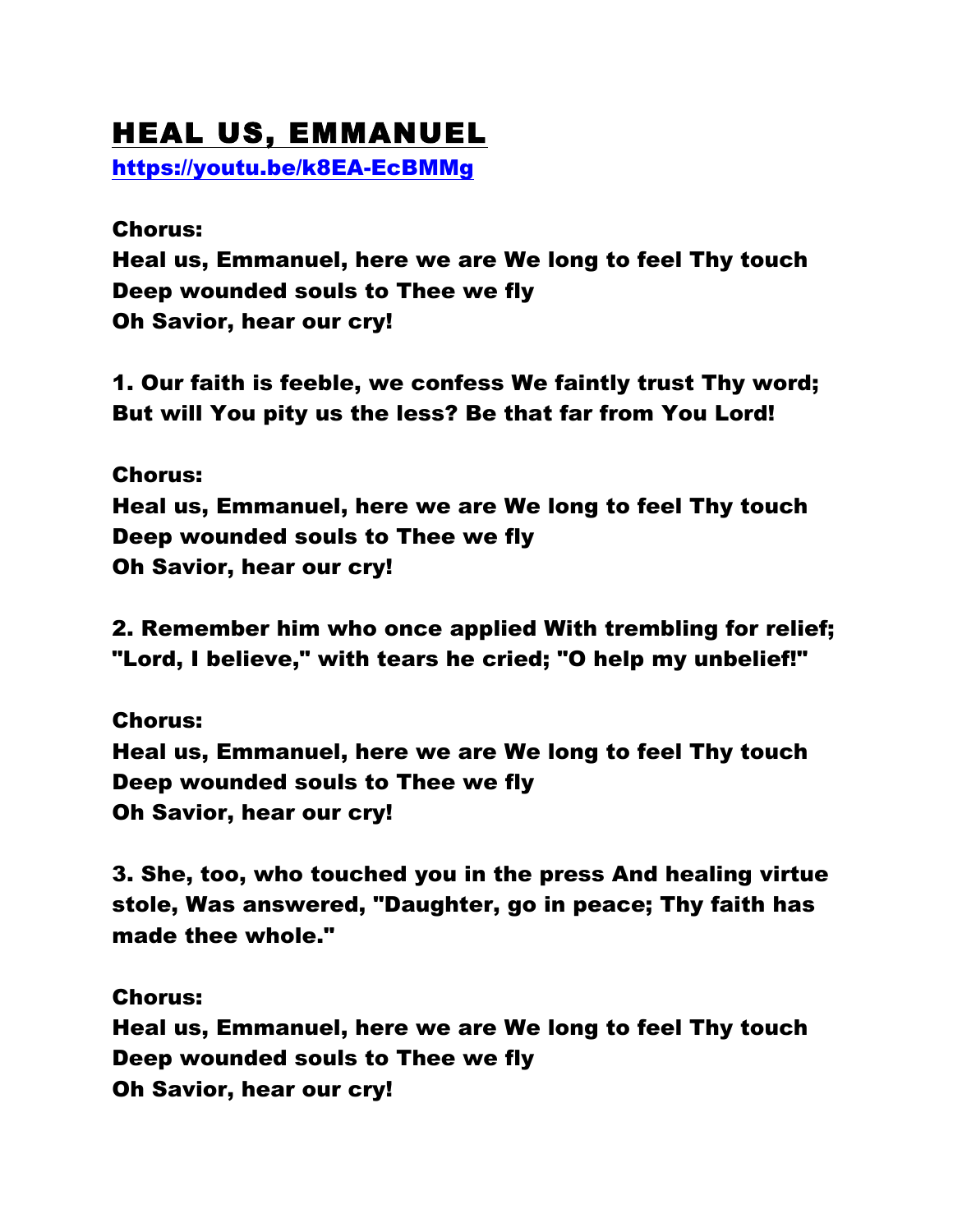# HEAL US, EMMANUEL

**https://youtu.be/k8EA-EcBMMg**

**Chorus:**
**Heal us, Emmanuel, here we are We long to feel Thy touch**
**Deep wounded souls to Thee we fly**
**Oh Savior, hear our cry!**

**1. Our faith is feeble, we confess We faintly trust Thy word; But will You pity us the less? Be that far from You Lord!**

**Chorus:**
**Heal us, Emmanuel, here we are We long to feel Thy touch**
**Deep wounded souls to Thee we fly**
**Oh Savior, hear our cry!**

**2. Remember him who once applied With trembling for relief; "Lord, I believe," with tears he cried; "O help my unbelief!"**

**Chorus:**
**Heal us, Emmanuel, here we are We long to feel Thy touch**
**Deep wounded souls to Thee we fly**
**Oh Savior, hear our cry!**

**3. She, too, who touched you in the press And healing virtue stole, Was answered, "Daughter, go in peace; Thy faith has made thee whole."**

**Chorus:**
**Heal us, Emmanuel, here we are We long to feel Thy touch**
**Deep wounded souls to Thee we fly**
**Oh Savior, hear our cry!**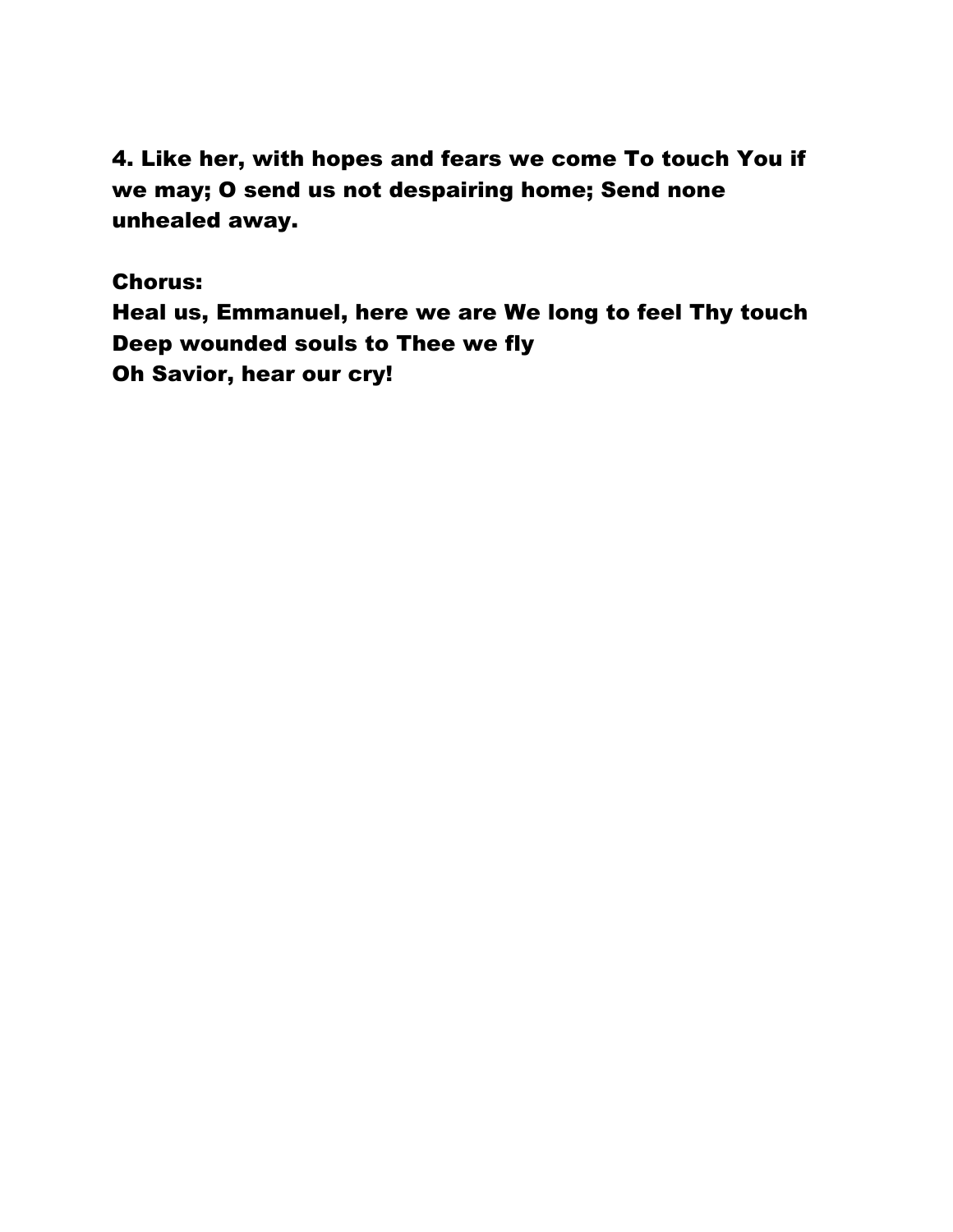**4. Like her, with hopes and fears we come To touch You if we may; O send us not despairing home; Send none unhealed away.**

**Chorus:**
**Heal us, Emmanuel, here we are We long to feel Thy touch**
**Deep wounded souls to Thee we fly**
**Oh Savior, hear our cry!**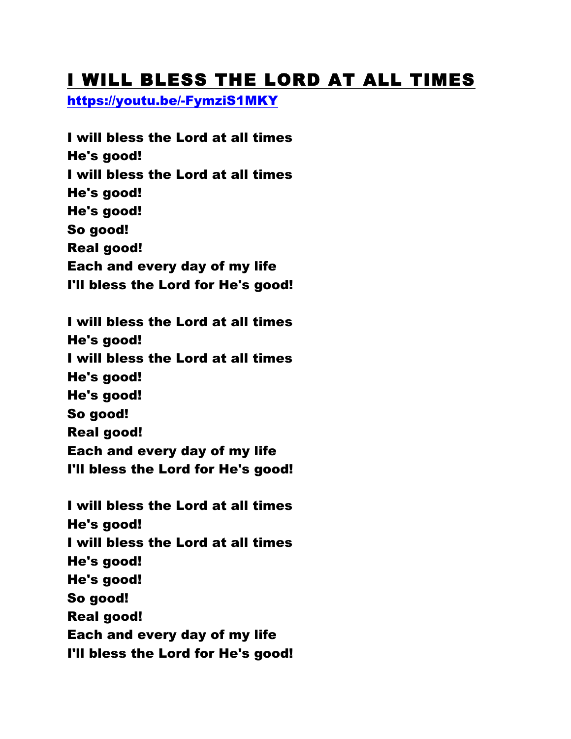# I WILL BLESS THE LORD AT ALL TIMES

**[https://youtu.be/-FymziS1MKY](https://youtu.be/-FymziS1MKY)**

**I will bless the Lord at all times**
**He's good!**
**I will bless the Lord at all times**
**He's good!**
**He's good!**
**So good!**
**Real good!**
**Each and every day of my life**
**I'll bless the Lord for He's good!**

**I will bless the Lord at all times**
**He's good!**
**I will bless the Lord at all times**
**He's good!**
**He's good!**
**So good!**
**Real good!**
**Each and every day of my life**
**I'll bless the Lord for He's good!**

**I will bless the Lord at all times**
**He's good!**
**I will bless the Lord at all times**
**He's good!**
**He's good!**
**So good!**
**Real good!**
**Each and every day of my life**
**I'll bless the Lord for He's good!**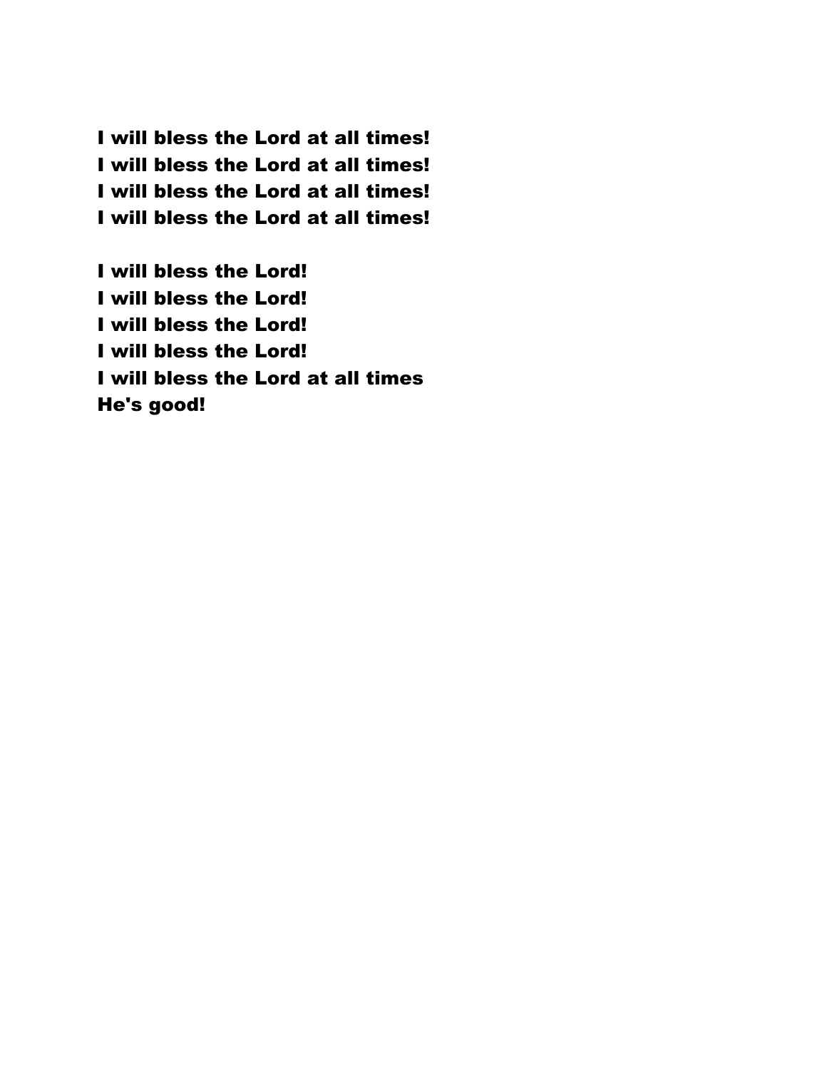**I will bless the Lord at all times!**
**I will bless the Lord at all times!**
**I will bless the Lord at all times!**
**I will bless the Lord at all times!**

**I will bless the Lord!**
**I will bless the Lord!**
**I will bless the Lord!**
**I will bless the Lord!**
**I will bless the Lord at all times**
**He's good!**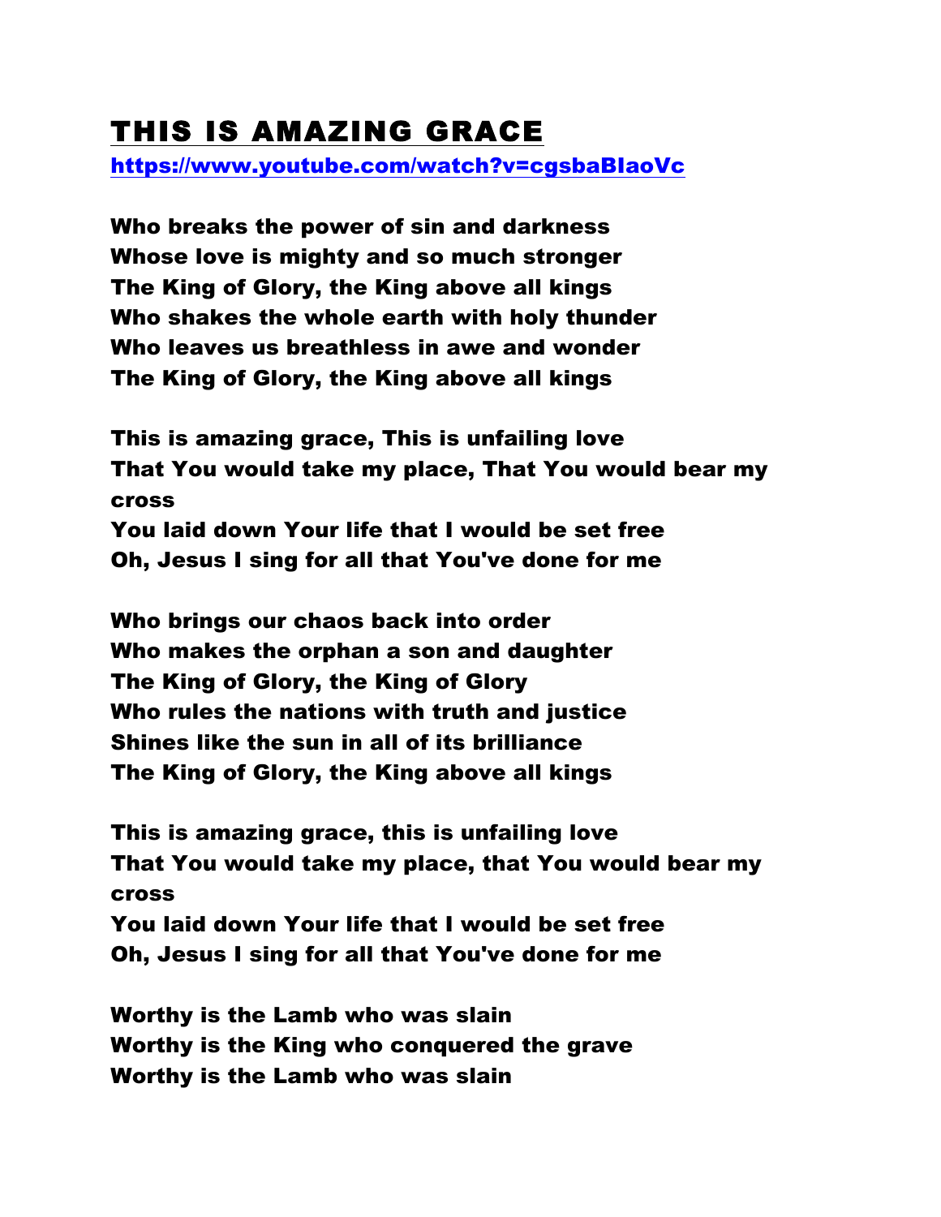# THIS IS AMAZING GRACE

https://www.youtube.com/watch?v=cgsbaBIaoVc

**Who breaks the power of sin and darkness**
**Whose love is mighty and so much stronger**
**The King of Glory, the King above all kings**
**Who shakes the whole earth with holy thunder**
**Who leaves us breathless in awe and wonder**
**The King of Glory, the King above all kings**

**This is amazing grace, This is unfailing love**
**That You would take my place, That You would bear my cross**
**You laid down Your life that I would be set free**
**Oh, Jesus I sing for all that You've done for me**

**Who brings our chaos back into order**
**Who makes the orphan a son and daughter**
**The King of Glory, the King of Glory**
**Who rules the nations with truth and justice**
**Shines like the sun in all of its brilliance**
**The King of Glory, the King above all kings**

**This is amazing grace, this is unfailing love**
**That You would take my place, that You would bear my cross**
**You laid down Your life that I would be set free**
**Oh, Jesus I sing for all that You've done for me**

**Worthy is the Lamb who was slain**
**Worthy is the King who conquered the grave**
**Worthy is the Lamb who was slain**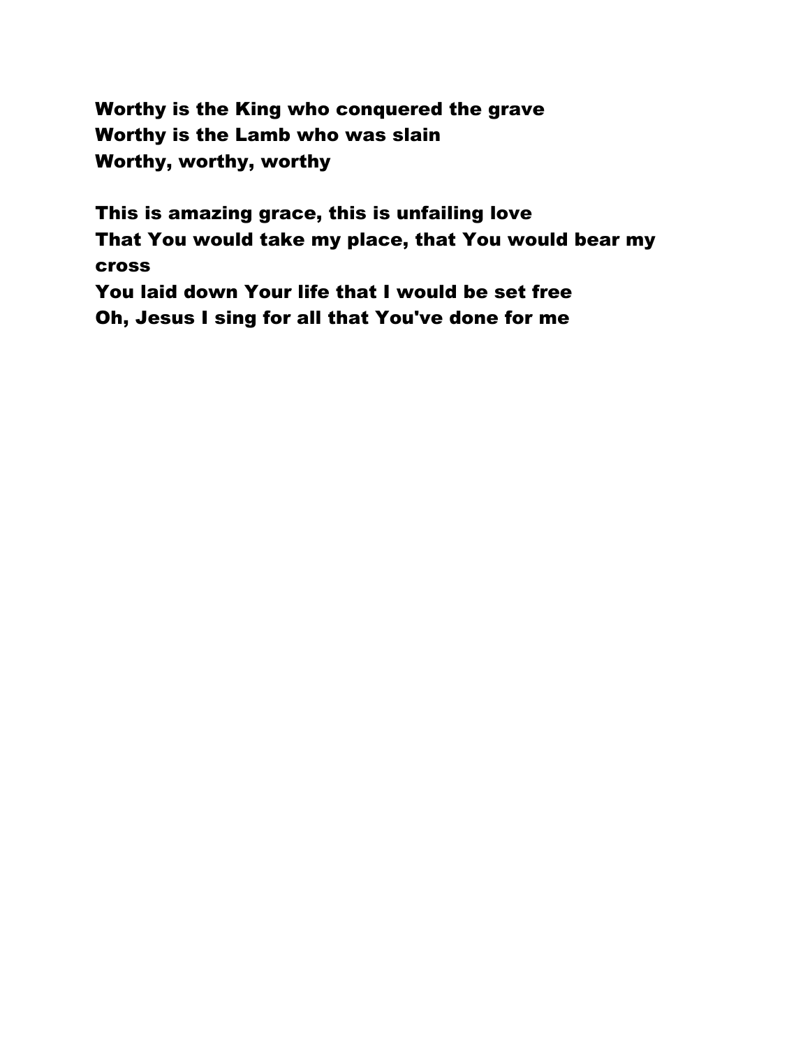**Worthy is the King who conquered the grave**
**Worthy is the Lamb who was slain**
**Worthy, worthy, worthy**

**This is amazing grace, this is unfailing love**
**That You would take my place, that You would bear my cross**
**You laid down Your life that I would be set free**
**Oh, Jesus I sing for all that You've done for me**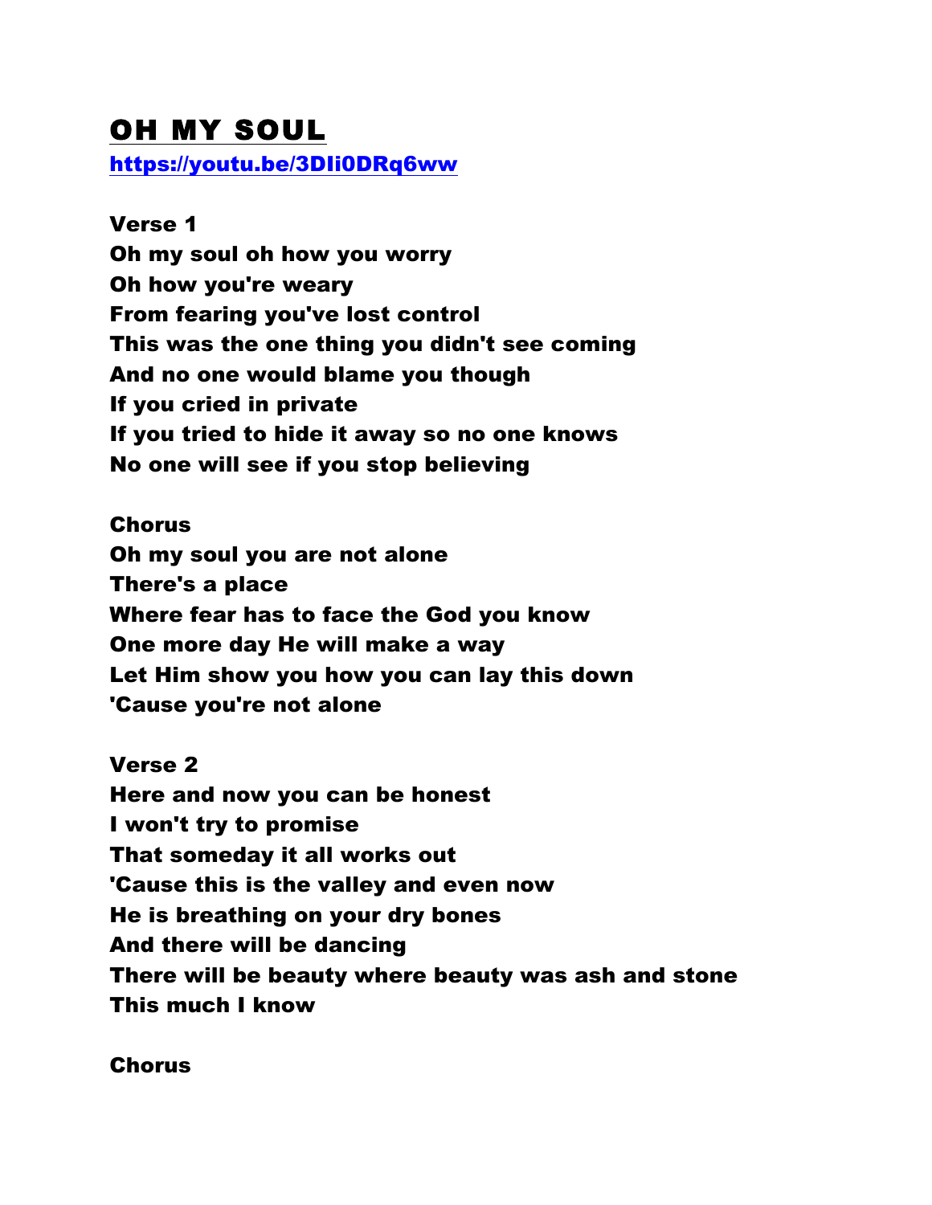# OH MY SOUL

https://youtu.be/3DIi0DRq6ww

**Verse 1**
**Oh my soul oh how you worry**
**Oh how you're weary**
**From fearing you've lost control**
**This was the one thing you didn't see coming**
**And no one would blame you though**
**If you cried in private**
**If you tried to hide it away so no one knows**
**No one will see if you stop believing**

**Chorus**
**Oh my soul you are not alone**
**There's a place**
**Where fear has to face the God you know**
**One more day He will make a way**
**Let Him show you how you can lay this down**
**'Cause you're not alone**

**Verse 2**
**Here and now you can be honest**
**I won't try to promise**
**That someday it all works out**
**'Cause this is the valley and even now**
**He is breathing on your dry bones**
**And there will be dancing**
**There will be beauty where beauty was ash and stone**
**This much I know**

**Chorus**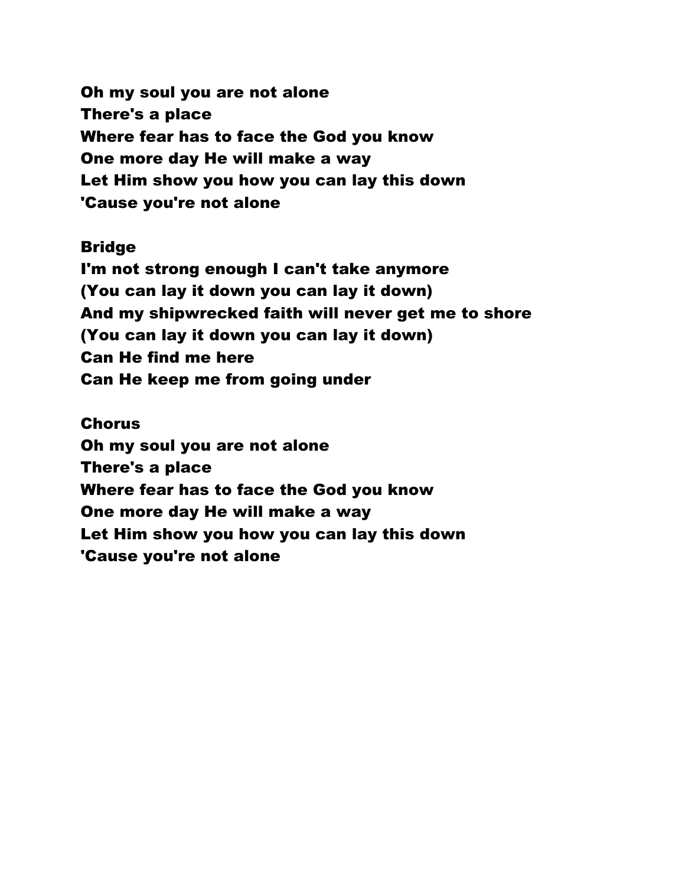**Oh my soul you are not alone**
**There's a place**
**Where fear has to face the God you know**
**One more day He will make a way**
**Let Him show you how you can lay this down**
**'Cause you're not alone**

**Bridge**
**I'm not strong enough I can't take anymore**
**(You can lay it down you can lay it down)**
**And my shipwrecked faith will never get me to shore**
**(You can lay it down you can lay it down)**
**Can He find me here**
**Can He keep me from going under**

**Chorus**
**Oh my soul you are not alone**
**There's a place**
**Where fear has to face the God you know**
**One more day He will make a way**
**Let Him show you how you can lay this down**
**'Cause you're not alone**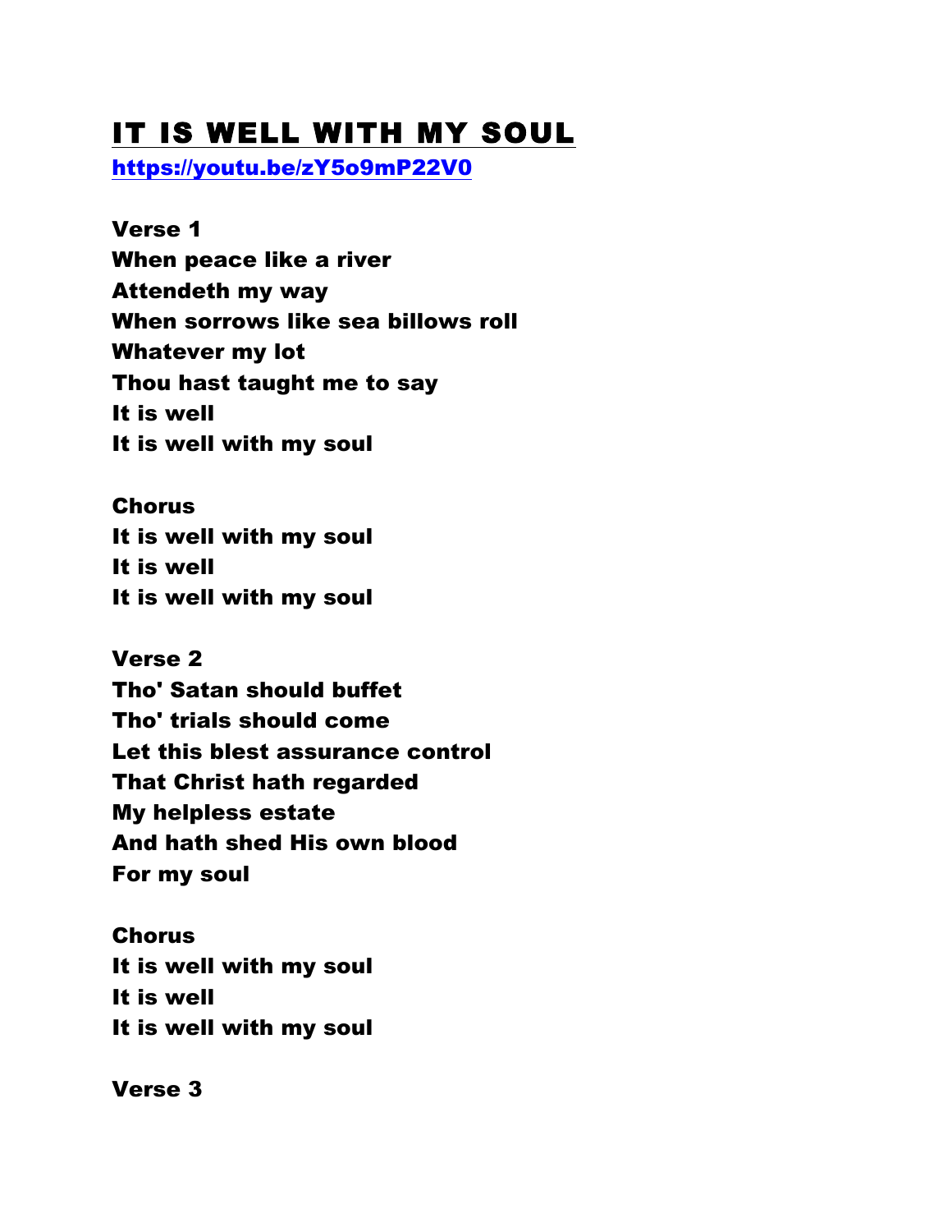# IT IS WELL WITH MY SOUL

https://youtu.be/zY5o9mP22V0

**Verse 1**
**When peace like a river**
**Attendeth my way**
**When sorrows like sea billows roll**
**Whatever my lot**
**Thou hast taught me to say**
**It is well**
**It is well with my soul**

**Chorus**
**It is well with my soul**
**It is well**
**It is well with my soul**

**Verse 2**
**Tho' Satan should buffet**
**Tho' trials should come**
**Let this blest assurance control**
**That Christ hath regarded**
**My helpless estate**
**And hath shed His own blood**
**For my soul**

**Chorus**
**It is well with my soul**
**It is well**
**It is well with my soul**

**Verse 3**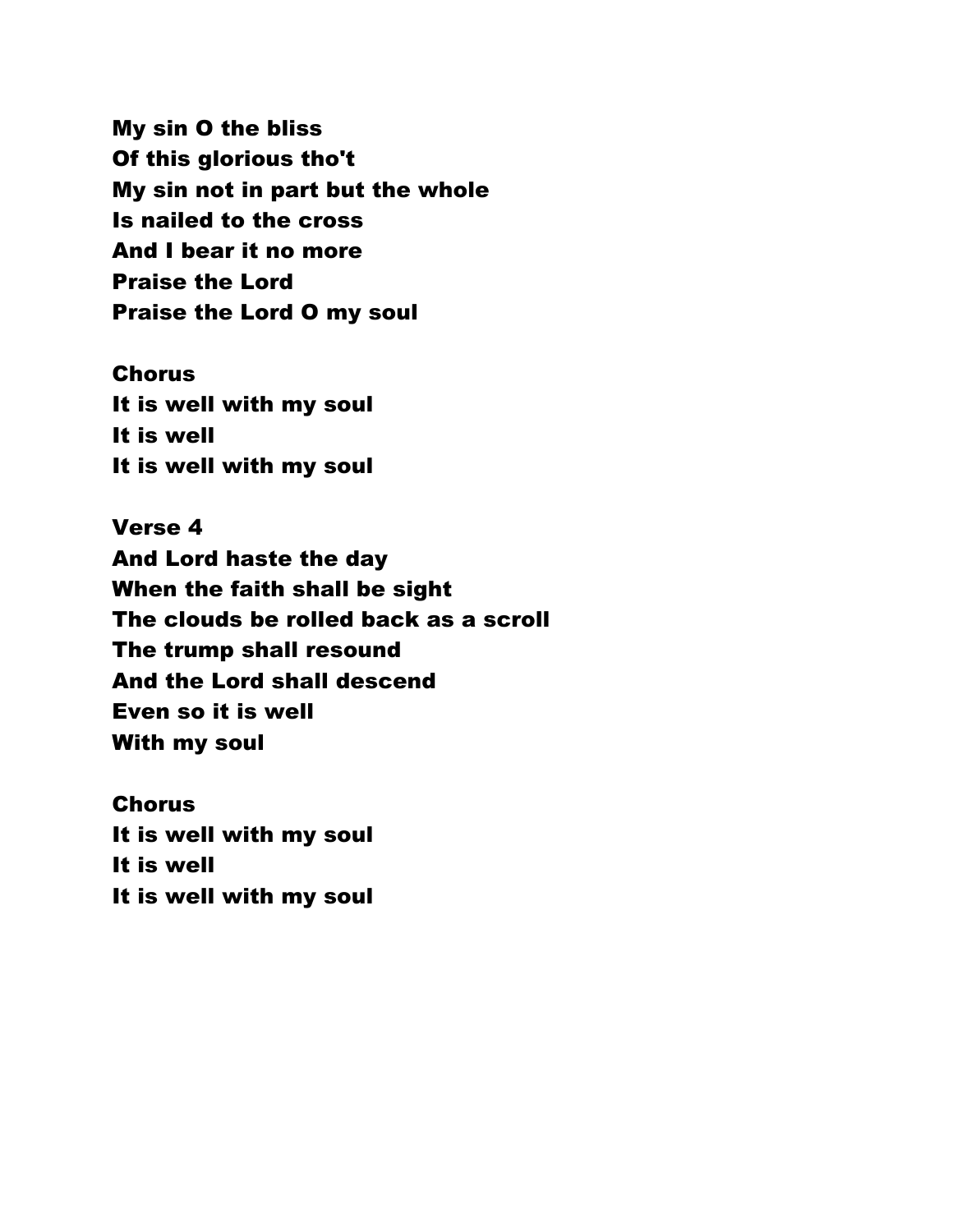**My sin O the bliss**
**Of this glorious tho't**
**My sin not in part but the whole**
**Is nailed to the cross**
**And I bear it no more**
**Praise the Lord**
**Praise the Lord O my soul**

**Chorus**
**It is well with my soul**
**It is well**
**It is well with my soul**

**Verse 4**
**And Lord haste the day**
**When the faith shall be sight**
**The clouds be rolled back as a scroll**
**The trump shall resound**
**And the Lord shall descend**
**Even so it is well**
**With my soul**

**Chorus**
**It is well with my soul**
**It is well**
**It is well with my soul**